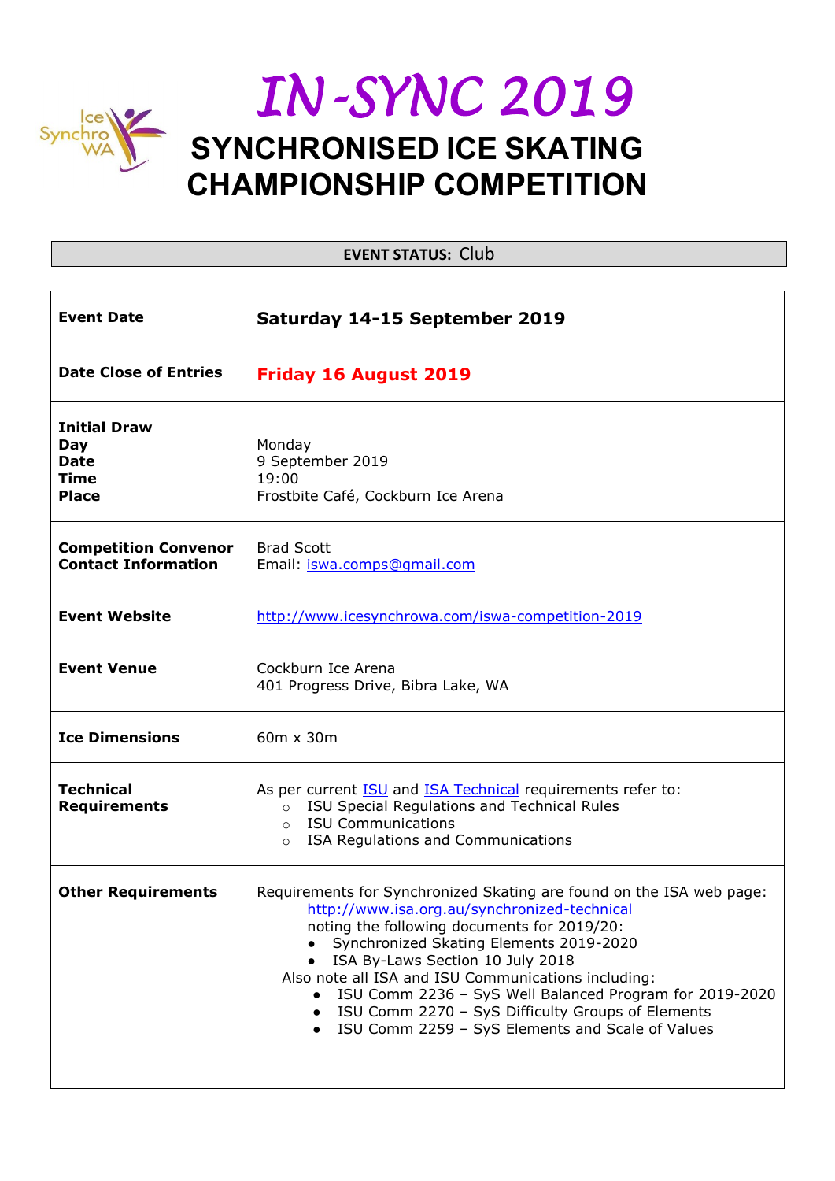# IN-SYNC 2019

## SYNCHRONISED ICE SKATING CHAMPIONSHIP COMPETITION

| **EVENT STATUS:** Club |
|---|

| | |
|---|---|
| **Event Date** | **Saturday 14-15 September 2019** |
| **Date Close of Entries** | **Friday 16 August 2019** |
| **Initial Draw**<br>**Day**<br>**Date**<br>**Time**<br>**Place** | Monday<br>9 September 2019<br>19:00<br>Frostbite Café, Cockburn Ice Arena |
| **Competition Convenor**<br>**Contact Information** | Brad Scott<br>Email: iswa.comps@gmail.com |
| **Event Website** | http://www.icesynchrowa.com/iswa-competition-2019 |
| **Event Venue** | Cockburn Ice Arena<br>401 Progress Drive, Bibra Lake, WA |
| **Ice Dimensions** | 60m x 30m |
| **Technical Requirements** | As per current ISU and ISA Technical requirements refer to:<br>○ ISU Special Regulations and Technical Rules<br>○ ISU Communications<br>○ ISA Regulations and Communications |
| **Other Requirements** | Requirements for Synchronized Skating are found on the ISA web page: http://www.isa.org.au/synchronized-technical<br>noting the following documents for 2019/20:<br>● Synchronized Skating Elements 2019-2020<br>● ISA By-Laws Section 10 July 2018<br>Also note all ISA and ISU Communications including:<br>● ISU Comm 2236 – SyS Well Balanced Program for 2019-2020<br>● ISU Comm 2270 – SyS Difficulty Groups of Elements<br>● ISU Comm 2259 – SyS Elements and Scale of Values |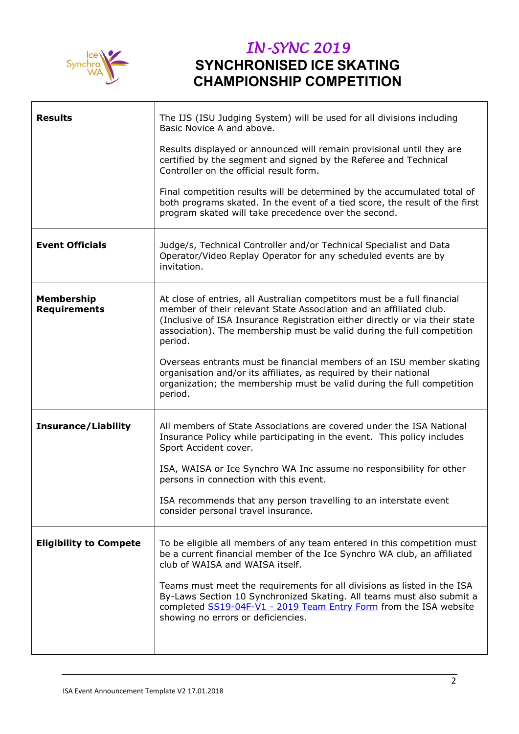# *IN-SYNC 2019*

## SYNCHRONISED ICE SKATING CHAMPIONSHIP COMPETITION

| | |
|---|---|
| **Results** | The IJS (ISU Judging System) will be used for all divisions including Basic Novice A and above.<br><br>Results displayed or announced will remain provisional until they are certified by the segment and signed by the Referee and Technical Controller on the official result form.<br><br>Final competition results will be determined by the accumulated total of both programs skated. In the event of a tied score, the result of the first program skated will take precedence over the second. |
| **Event Officials** | Judge/s, Technical Controller and/or Technical Specialist and Data Operator/Video Replay Operator for any scheduled events are by invitation. |
| **Membership Requirements** | At close of entries, all Australian competitors must be a full financial member of their relevant State Association and an affiliated club. (Inclusive of ISA Insurance Registration either directly or via their state association). The membership must be valid during the full competition period.<br><br>Overseas entrants must be financial members of an ISU member skating organisation and/or its affiliates, as required by their national organization; the membership must be valid during the full competition period. |
| **Insurance/Liability** | All members of State Associations are covered under the ISA National Insurance Policy while participating in the event. This policy includes Sport Accident cover.<br><br>ISA, WAISA or Ice Synchro WA Inc assume no responsibility for other persons in connection with this event.<br><br>ISA recommends that any person travelling to an interstate event consider personal travel insurance. |
| **Eligibility to Compete** | To be eligible all members of any team entered in this competition must be a current financial member of the Ice Synchro WA club, an affiliated club of WAISA and WAISA itself.<br><br>Teams must meet the requirements for all divisions as listed in the ISA By-Laws Section 10 Synchronized Skating. All teams must also submit a completed SS19-04F-V1 - 2019 Team Entry Form from the ISA website showing no errors or deficiencies. |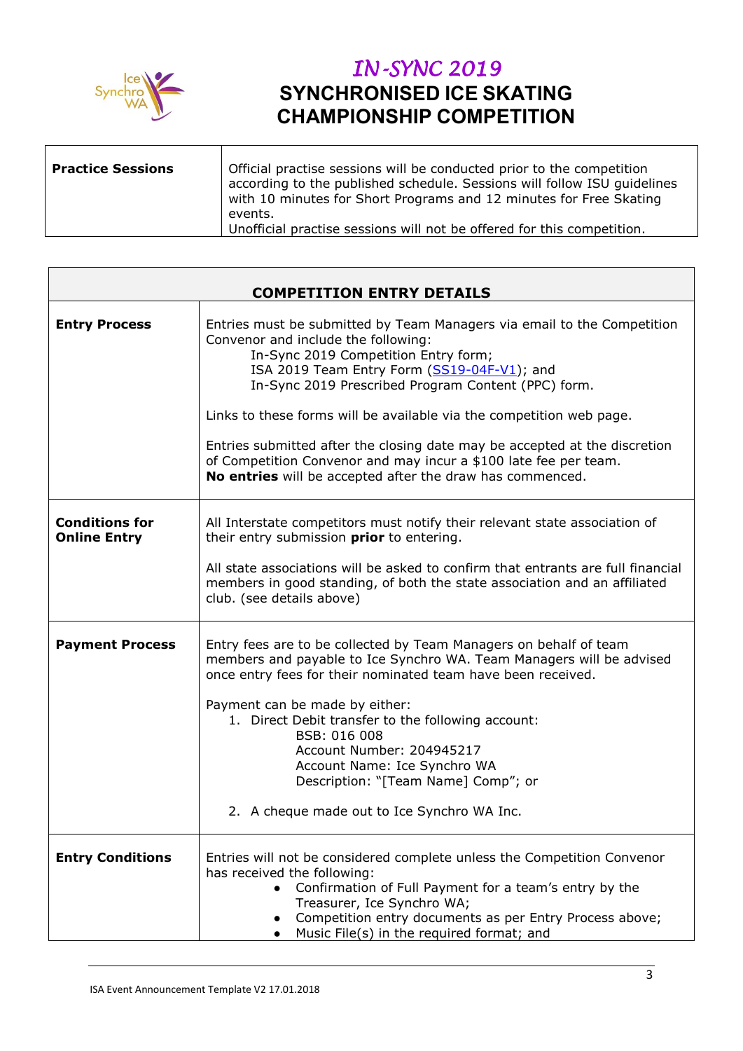# *IN-SYNC 2019*
# SYNCHRONISED ICE SKATING CHAMPIONSHIP COMPETITION

| **Practice Sessions** | Official practise sessions will be conducted prior to the competition according to the published schedule. Sessions will follow ISU guidelines with 10 minutes for Short Programs and 12 minutes for Free Skating events.<br>Unofficial practise sessions will not be offered for this competition. |
|---|---|

| **COMPETITION ENTRY DETAILS** | |
|---|---|
| **Entry Process** | Entries must be submitted by Team Managers via email to the Competition Convenor and include the following:<br>In-Sync 2019 Competition Entry form;<br>ISA 2019 Team Entry Form (SS19-04F-V1); and<br>In-Sync 2019 Prescribed Program Content (PPC) form.<br><br>Links to these forms will be available via the competition web page.<br><br>Entries submitted after the closing date may be accepted at the discretion of Competition Convenor and may incur a $100 late fee per team.<br>**No entries** will be accepted after the draw has commenced. |
| **Conditions for Online Entry** | All Interstate competitors must notify their relevant state association of their entry submission **prior** to entering.<br><br>All state associations will be asked to confirm that entrants are full financial members in good standing, of both the state association and an affiliated club. (see details above) |
| **Payment Process** | Entry fees are to be collected by Team Managers on behalf of team members and payable to Ice Synchro WA. Team Managers will be advised once entry fees for their nominated team have been received.<br><br>Payment can be made by either:<br>1. Direct Debit transfer to the following account:<br>BSB: 016 008<br>Account Number: 204945217<br>Account Name: Ice Synchro WA<br>Description: "[Team Name] Comp"; or<br><br>2. A cheque made out to Ice Synchro WA Inc. |
| **Entry Conditions** | Entries will not be considered complete unless the Competition Convenor has received the following:<br>• Confirmation of Full Payment for a team's entry by the Treasurer, Ice Synchro WA;<br>• Competition entry documents as per Entry Process above;<br>• Music File(s) in the required format; and |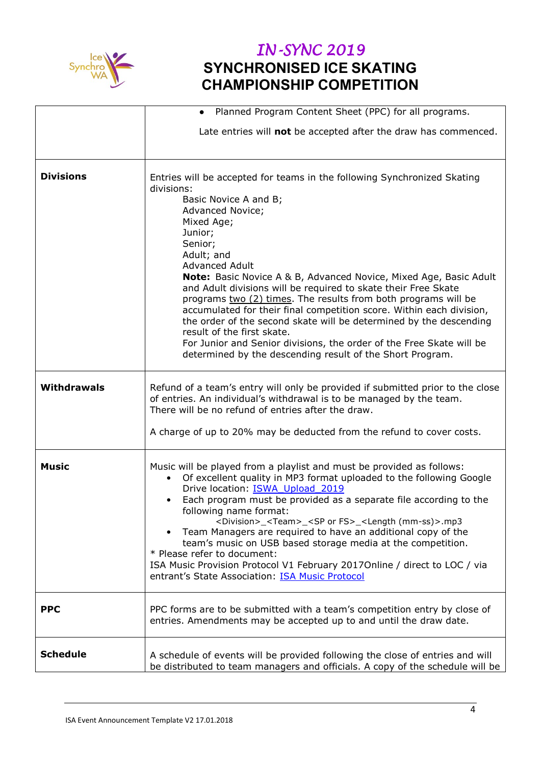# *IN-SYNC 2019*
# SYNCHRONISED ICE SKATING CHAMPIONSHIP COMPETITION

| | |
|---|---|
| | • Planned Program Content Sheet (PPC) for all programs.<br><br>Late entries will **not** be accepted after the draw has commenced. |
| **Divisions** | Entries will be accepted for teams in the following Synchronized Skating divisions:<br>Basic Novice A and B;<br>Advanced Novice;<br>Mixed Age;<br>Junior;<br>Senior;<br>Adult; and<br>Advanced Adult<br>**Note:** Basic Novice A & B, Advanced Novice, Mixed Age, Basic Adult and Adult divisions will be required to skate their Free Skate programs <u>two (2) times</u>. The results from both programs will be accumulated for their final competition score. Within each division, the order of the second skate will be determined by the descending result of the first skate.<br>For Junior and Senior divisions, the order of the Free Skate will be determined by the descending result of the Short Program. |
| **Withdrawals** | Refund of a team's entry will only be provided if submitted prior to the close of entries. An individual's withdrawal is to be managed by the team. There will be no refund of entries after the draw.<br><br>A charge of up to 20% may be deducted from the refund to cover costs. |
| **Music** | Music will be played from a playlist and must be provided as follows:<br>• Of excellent quality in MP3 format uploaded to the following Google Drive location: ISWA_Upload_2019<br>• Each program must be provided as a separate file according to the following name format:<br>&lt;Division&gt;_&lt;Team&gt;_&lt;SP or FS&gt;_&lt;Length (mm-ss)&gt;.mp3<br>• Team Managers are required to have an additional copy of the team's music on USB based storage media at the competition.<br>* Please refer to document:<br>ISA Music Provision Protocol V1 February 2017Online / direct to LOC / via entrant's State Association: ISA Music Protocol |
| **PPC** | PPC forms are to be submitted with a team's competition entry by close of entries. Amendments may be accepted up to and until the draw date. |
| **Schedule** | A schedule of events will be provided following the close of entries and will be distributed to team managers and officials. A copy of the schedule will be |

ISA Event Announcement Template V2 17.01.2018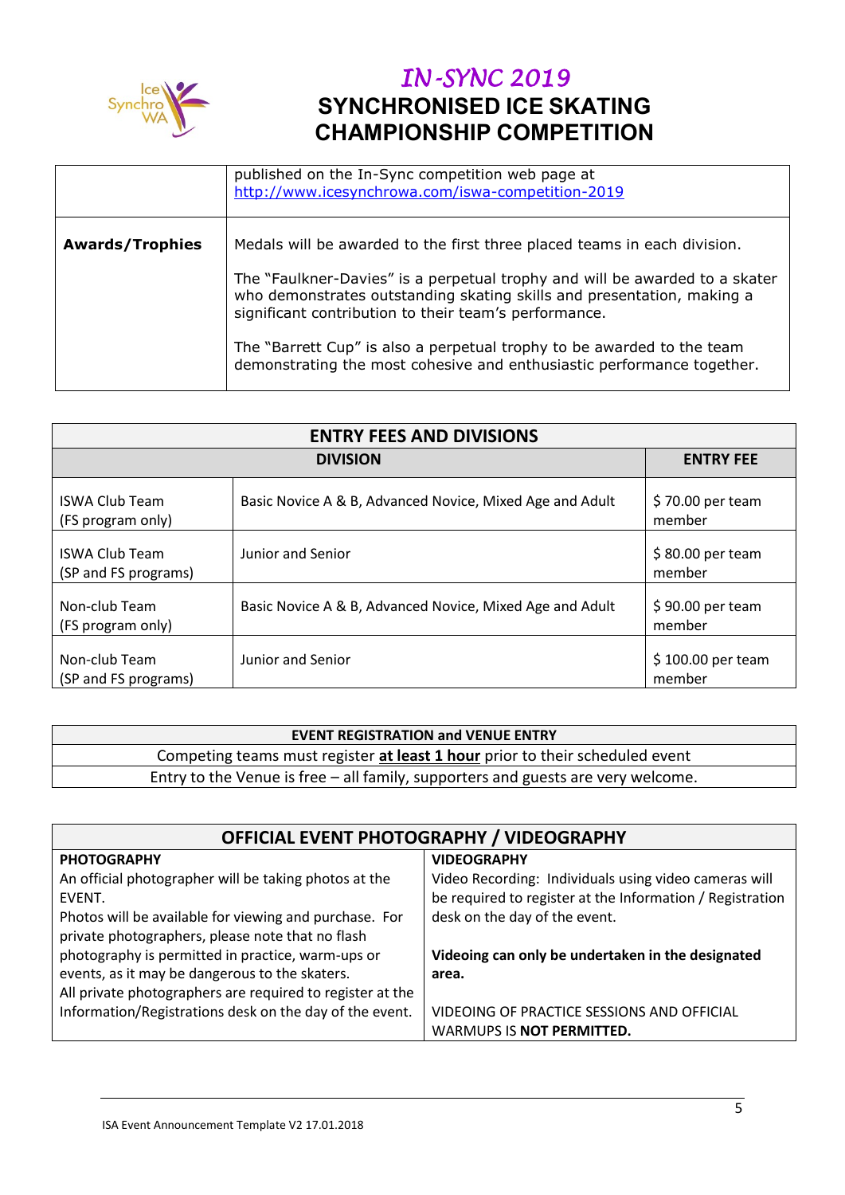# *IN-SYNC 2019*

## SYNCHRONISED ICE SKATING CHAMPIONSHIP COMPETITION

| | |
|---|---|
| | published on the In-Sync competition web page at http://www.icesynchrowa.com/iswa-competition-2019 |
| **Awards/Trophies** | Medals will be awarded to the first three placed teams in each division.<br><br>The "Faulkner-Davies" is a perpetual trophy and will be awarded to a skater who demonstrates outstanding skating skills and presentation, making a significant contribution to their team's performance.<br><br>The "Barrett Cup" is also a perpetual trophy to be awarded to the team demonstrating the most cohesive and enthusiastic performance together. |

| ENTRY FEES AND DIVISIONS | | |
|---|---|---|
| **DIVISION** | | **ENTRY FEE** |
| ISWA Club Team (FS program only) | Basic Novice A & B, Advanced Novice, Mixed Age and Adult | $ 70.00 per team member |
| ISWA Club Team (SP and FS programs) | Junior and Senior | $ 80.00 per team member |
| Non-club Team (FS program only) | Basic Novice A & B, Advanced Novice, Mixed Age and Adult | $ 90.00 per team member |
| Non-club Team (SP and FS programs) | Junior and Senior | $ 100.00 per team member |

| EVENT REGISTRATION and VENUE ENTRY |
|---|
| Competing teams must register **at least 1 hour** prior to their scheduled event |
| Entry to the Venue is free – all family, supporters and guests are very welcome. |

| OFFICIAL EVENT PHOTOGRAPHY / VIDEOGRAPHY | |
|---|---|
| **PHOTOGRAPHY**<br>An official photographer will be taking photos at the EVENT.<br>Photos will be available for viewing and purchase. For private photographers, please note that no flash photography is permitted in practice, warm-ups or events, as it may be dangerous to the skaters.<br>All private photographers are required to register at the Information/Registrations desk on the day of the event. | **VIDEOGRAPHY**<br>Video Recording: Individuals using video cameras will be required to register at the Information / Registration desk on the day of the event.<br><br>**Videoing can only be undertaken in the designated area.**<br><br>VIDEOING OF PRACTICE SESSIONS AND OFFICIAL WARMUPS IS **NOT PERMITTED.** |